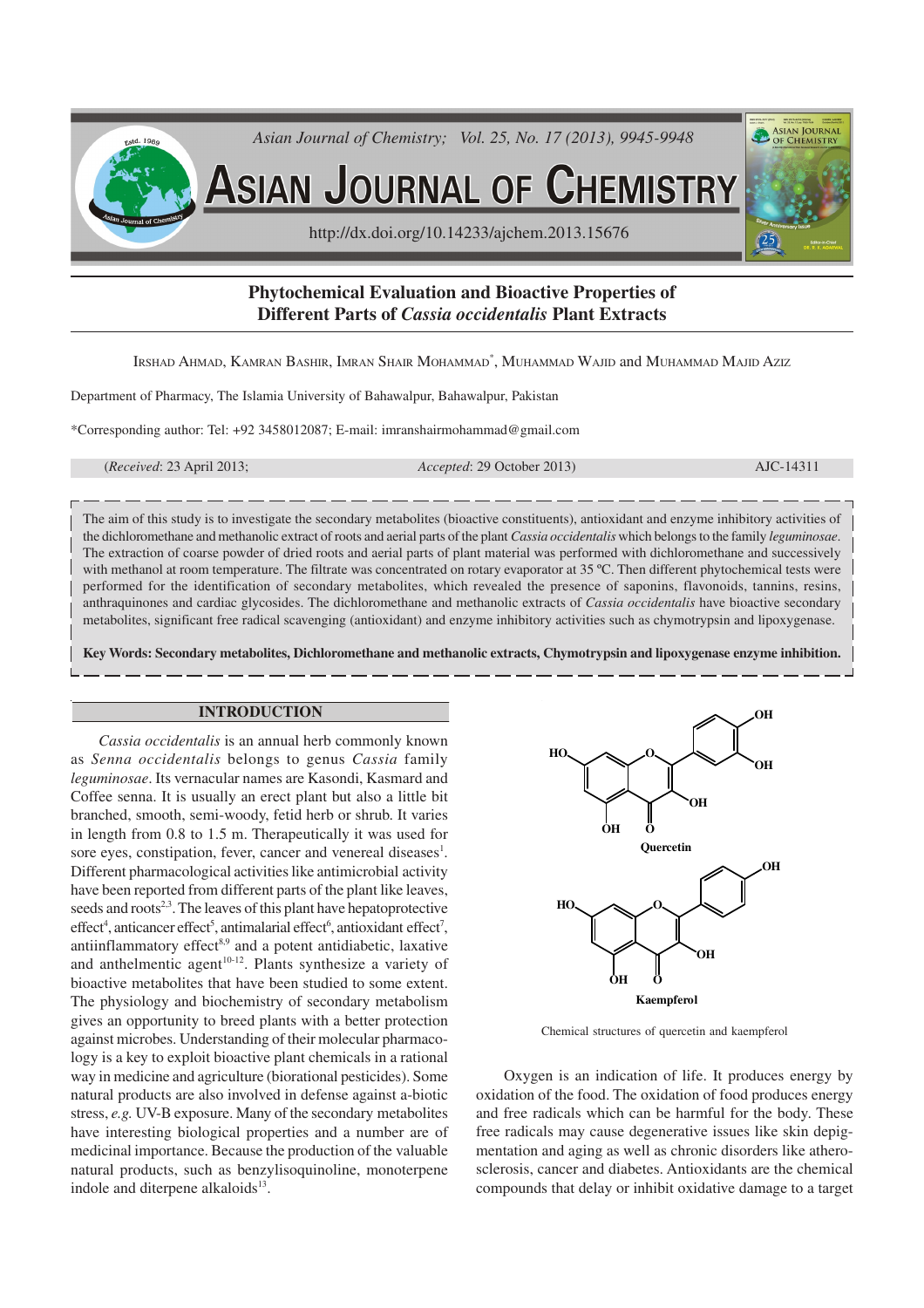# Phytochemical Evaluation and Bioactive Properties of Different Parts of *Cassia occidentalis* Plant Extracts

Irshad Ahmad, Kamran Bashir, Imran Shair Mohammad*, Muhammad Wajid and Muhammad Majid Aziz

Department of Pharmacy, The Islamia University of Bahawalpur, Bahawalpur, Pakistan

*Corresponding author: Tel: +92 3458012087; E-mail: imranshairmohammad@gmail.com

(*Received*: 23 April 2013; *Accepted*: 29 October 2013) AJC-14311

The aim of this study is to investigate the secondary metabolites (bioactive constituents), antioxidant and enzyme inhibitory activities of the dichloromethane and methanolic extract of roots and aerial parts of the plant *Cassia occidentalis* which belongs to the family *leguminosae*. The extraction of coarse powder of dried roots and aerial parts of plant material was performed with dichloromethane and successively with methanol at room temperature. The filtrate was concentrated on rotary evaporator at 35 ºC. Then different phytochemical tests were performed for the identification of secondary metabolites, which revealed the presence of saponins, flavonoids, tannins, resins, anthraquinones and cardiac glycosides. The dichloromethane and methanolic extracts of *Cassia occidentalis* have bioactive secondary metabolites, significant free radical scavenging (antioxidant) and enzyme inhibitory activities such as chymotrypsin and lipoxygenase.

**Key Words: Secondary metabolites, Dichloromethane and methanolic extracts, Chymotrypsin and lipoxygenase enzyme inhibition.**

## INTRODUCTION

*Cassia occidentalis* is an annual herb commonly known as *Senna occidentalis* belongs to genus *Cassia* family *leguminosae*. Its vernacular names are Kasondi, Kasmard and Coffee senna. It is usually an erect plant but also a little bit branched, smooth, semi-woody, fetid herb or shrub. It varies in length from 0.8 to 1.5 m. Therapeutically it was used for sore eyes, constipation, fever, cancer and venereal diseases[1]. Different pharmacological activities like antimicrobial activity have been reported from different parts of the plant like leaves, seeds and roots[2,3]. The leaves of this plant have hepatoprotective effect[4], anticancer effect[5], antimalarial effect[6], antioxidant effect[7], antiinflammatory effect[8,9] and a potent antidiabetic, laxative and anthelmentic agent[10-12]. Plants synthesize a variety of bioactive metabolites that have been studied to some extent. The physiology and biochemistry of secondary metabolism gives an opportunity to breed plants with a better protection against microbes. Understanding of their molecular pharmacology is a key to exploit bioactive plant chemicals in a rational way in medicine and agriculture (biorational pesticides). Some natural products are also involved in defense against a-biotic stress, *e.g.* UV-B exposure. Many of the secondary metabolites have interesting biological properties and a number are of medicinal importance. Because the production of the valuable natural products, such as benzylisoquinoline, monoterpene indole and diterpene alkaloids[13].

Quercetin

Kaempferol

Chemical structures of quercetin and kaempferol

Oxygen is an indication of life. It produces energy by oxidation of the food. The oxidation of food produces energy and free radicals which can be harmful for the body. These free radicals may cause degenerative issues like skin depigmentation and aging as well as chronic disorders like atherosclerosis, cancer and diabetes. Antioxidants are the chemical compounds that delay or inhibit oxidative damage to a target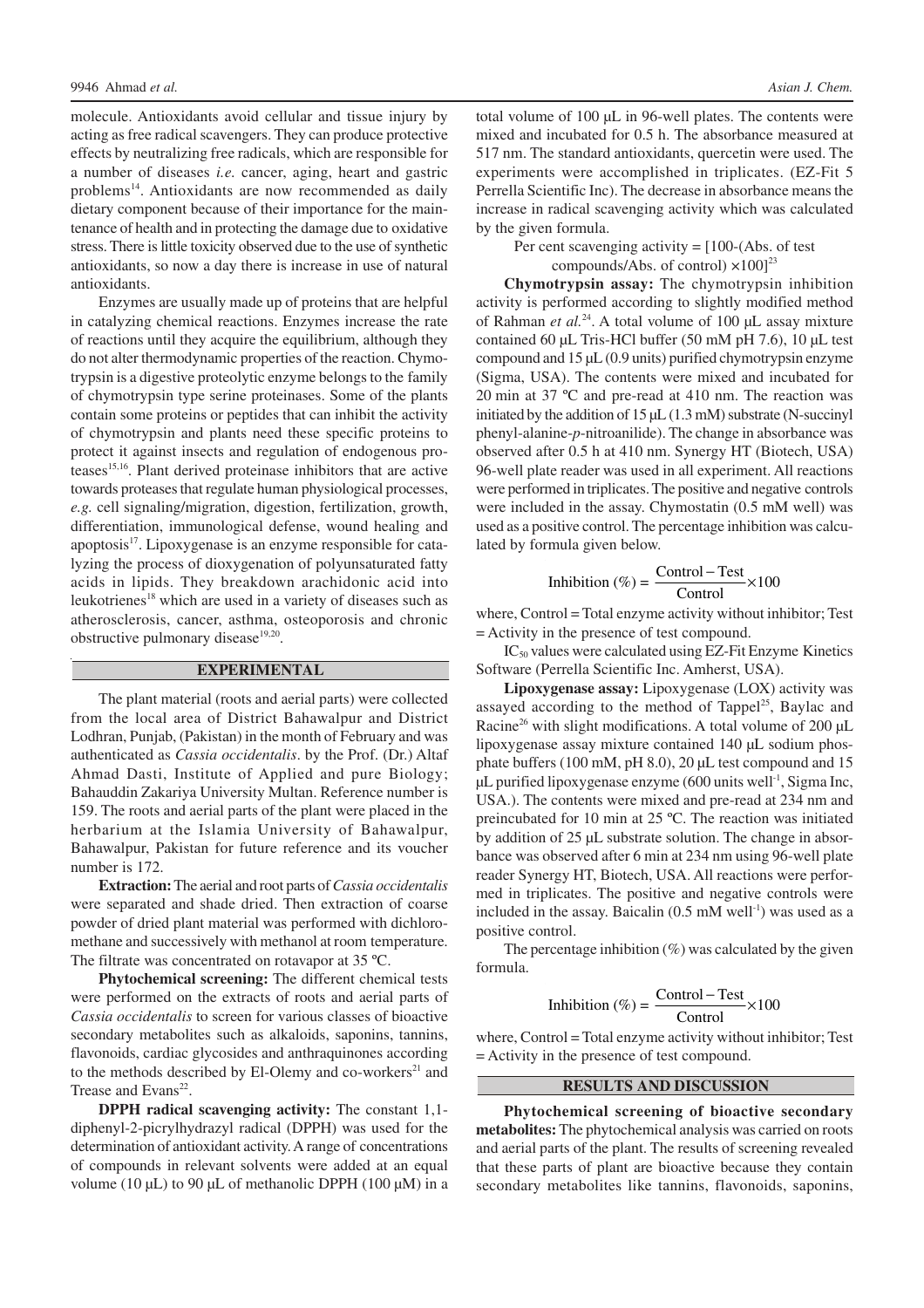molecule. Antioxidants avoid cellular and tissue injury by acting as free radical scavengers. They can produce protective effects by neutralizing free radicals, which are responsible for a number of diseases *i.e.* cancer, aging, heart and gastric problems[14]. Antioxidants are now recommended as daily dietary component because of their importance for the maintenance of health and in protecting the damage due to oxidative stress. There is little toxicity observed due to the use of synthetic antioxidants, so now a day there is increase in use of natural antioxidants.

Enzymes are usually made up of proteins that are helpful in catalyzing chemical reactions. Enzymes increase the rate of reactions until they acquire the equilibrium, although they do not alter thermodynamic properties of the reaction. Chymotrypsin is a digestive proteolytic enzyme belongs to the family of chymotrypsin type serine proteinases. Some of the plants contain some proteins or peptides that can inhibit the activity of chymotrypsin and plants need these specific proteins to protect it against insects and regulation of endogenous proteases[15,16]. Plant derived proteinase inhibitors that are active towards proteases that regulate human physiological processes, *e.g.* cell signaling/migration, digestion, fertilization, growth, differentiation, immunological defense, wound healing and apoptosis[17]. Lipoxygenase is an enzyme responsible for catalyzing the process of dioxygenation of polyunsaturated fatty acids in lipids. They breakdown arachidonic acid into leukotrienes[18] which are used in a variety of diseases such as atherosclerosis, cancer, asthma, osteoporosis and chronic obstructive pulmonary disease[19,20].

## EXPERIMENTAL

The plant material (roots and aerial parts) were collected from the local area of District Bahawalpur and District Lodhran, Punjab, (Pakistan) in the month of February and was authenticated as *Cassia occidentalis*. by the Prof. (Dr.) Altaf Ahmad Dasti, Institute of Applied and pure Biology; Bahauddin Zakariya University Multan. Reference number is 159. The roots and aerial parts of the plant were placed in the herbarium at the Islamia University of Bahawalpur, Bahawalpur, Pakistan for future reference and its voucher number is 172.

**Extraction:** The aerial and root parts of *Cassia occidentalis* were separated and shade dried. Then extraction of coarse powder of dried plant material was performed with dichloromethane and successively with methanol at room temperature. The filtrate was concentrated on rotavapor at 35 ºC.

**Phytochemical screening:** The different chemical tests were performed on the extracts of roots and aerial parts of *Cassia occidentalis* to screen for various classes of bioactive secondary metabolites such as alkaloids, saponins, tannins, flavonoids, cardiac glycosides and anthraquinones according to the methods described by El-Olemy and co-workers[21] and Trease and Evans[22].

**DPPH radical scavenging activity:** The constant 1,1-diphenyl-2-picrylhydrazyl radical (DPPH) was used for the determination of antioxidant activity. A range of concentrations of compounds in relevant solvents were added at an equal volume (10 µL) to 90 µL of methanolic DPPH (100 µM) in a total volume of 100 µL in 96-well plates. The contents were mixed and incubated for 0.5 h. The absorbance measured at 517 nm. The standard antioxidants, quercetin were used. The experiments were accomplished in triplicates. (EZ-Fit 5 Perrella Scientific Inc). The decrease in absorbance means the increase in radical scavenging activity which was calculated by the given formula.

$$\text{Per cent scavenging activity} = [100-(\text{Abs. of test compounds/Abs. of control}) \times 100]$$ [23]

**Chymotrypsin assay:** The chymotrypsin inhibition activity is performed according to slightly modified method of Rahman *et al.*[24]. A total volume of 100 µL assay mixture contained 60 µL Tris-HCl buffer (50 mM pH 7.6), 10 µL test compound and 15 µL (0.9 units) purified chymotrypsin enzyme (Sigma, USA). The contents were mixed and incubated for 20 min at 37 ºC and pre-read at 410 nm. The reaction was initiated by the addition of 15 µL (1.3 mM) substrate (N-succinyl phenyl-alanine-*p*-nitroanilide). The change in absorbance was observed after 0.5 h at 410 nm. Synergy HT (Biotech, USA) 96-well plate reader was used in all experiment. All reactions were performed in triplicates. The positive and negative controls were included in the assay. Chymostatin (0.5 mM well) was used as a positive control. The percentage inhibition was calculated by formula given below.

$$\text{Inhibition (\%)} = \frac{\text{Control} - \text{Test}}{\text{Control}} \times 100$$

where, Control = Total enzyme activity without inhibitor; Test = Activity in the presence of test compound.

$IC_{50}$ values were calculated using EZ-Fit Enzyme Kinetics Software (Perrella Scientific Inc. Amherst, USA).

**Lipoxygenase assay:** Lipoxygenase (LOX) activity was assayed according to the method of Tappel[25], Baylac and Racine[26] with slight modifications. A total volume of 200 µL lipoxygenase assay mixture contained 140 µL sodium phosphate buffers (100 mM, pH 8.0), 20 µL test compound and 15 µL purified lipoxygenase enzyme (600 units well$^{-1}$, Sigma Inc, USA.). The contents were mixed and pre-read at 234 nm and preincubated for 10 min at 25 ºC. The reaction was initiated by addition of 25 µL substrate solution. The change in absorbance was observed after 6 min at 234 nm using 96-well plate reader Synergy HT, Biotech, USA. All reactions were performed in triplicates. The positive and negative controls were included in the assay. Baicalin (0.5 mM well$^{-1}$) was used as a positive control.

The percentage inhibition (%) was calculated by the given formula.

$$\text{Inhibition (\%)} = \frac{\text{Control} - \text{Test}}{\text{Control}} \times 100$$

where, Control = Total enzyme activity without inhibitor; Test = Activity in the presence of test compound.

## RESULTS AND DISCUSSION

**Phytochemical screening of bioactive secondary metabolites:** The phytochemical analysis was carried on roots and aerial parts of the plant. The results of screening revealed that these parts of plant are bioactive because they contain secondary metabolites like tannins, flavonoids, saponins,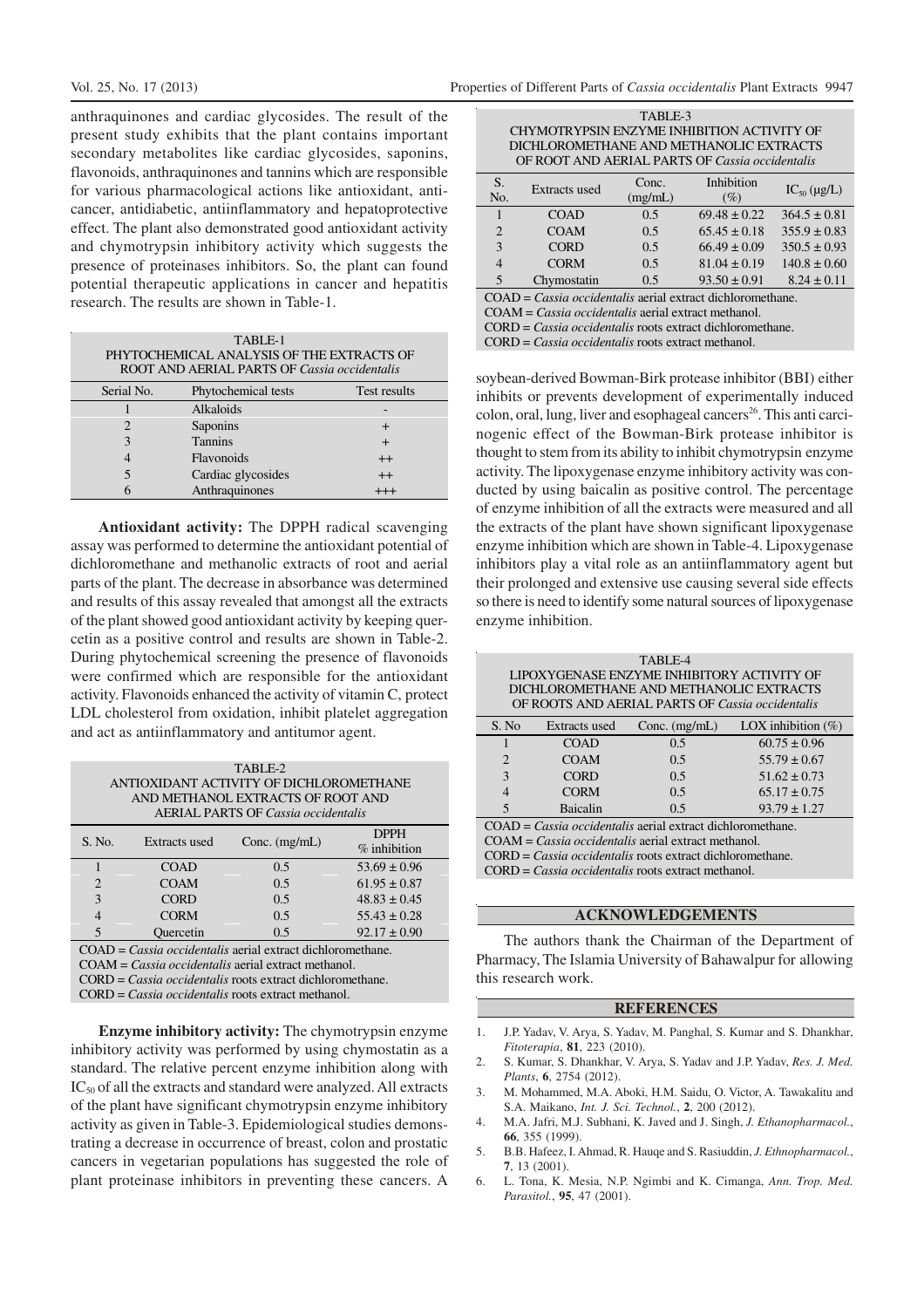anthraquinones and cardiac glycosides. The result of the present study exhibits that the plant contains important secondary metabolites like cardiac glycosides, saponins, flavonoids, anthraquinones and tannins which are responsible for various pharmacological actions like antioxidant, anticancer, antidiabetic, antiinflammatory and hepatoprotective effect. The plant also demonstrated good antioxidant activity and chymotrypsin inhibitory activity which suggests the presence of proteinases inhibitors. So, the plant can found potential therapeutic applications in cancer and hepatitis research. The results are shown in Table-1.

TABLE-1
PHYTOCHEMICAL ANALYSIS OF THE EXTRACTS OF ROOT AND AERIAL PARTS OF *Cassia occidentalis*

| Serial No. | Phytochemical tests | Test results |
|---|---|---|
| 1 | Alkaloids | - |
| 2 | Saponins | + |
| 3 | Tannins | + |
| 4 | Flavonoids | ++ |
| 5 | Cardiac glycosides | ++ |
| 6 | Anthraquinones | +++ |

**Antioxidant activity:** The DPPH radical scavenging assay was performed to determine the antioxidant potential of dichloromethane and methanolic extracts of root and aerial parts of the plant. The decrease in absorbance was determined and results of this assay revealed that amongst all the extracts of the plant showed good antioxidant activity by keeping quercetin as a positive control and results are shown in Table-2. During phytochemical screening the presence of flavonoids were confirmed which are responsible for the antioxidant activity. Flavonoids enhanced the activity of vitamin C, protect LDL cholesterol from oxidation, inhibit platelet aggregation and act as antiinflammatory and antitumor agent.

TABLE-2
ANTIOXIDANT ACTIVITY OF DICHLOROMETHANE AND METHANOL EXTRACTS OF ROOT AND AERIAL PARTS OF *Cassia occidentalis*

| S. No. | Extracts used | Conc. (mg/mL) | DPPH % inhibition |
|---|---|---|---|
| 1 | COAD | 0.5 | 53.69 ± 0.96 |
| 2 | COAM | 0.5 | 61.95 ± 0.87 |
| 3 | CORD | 0.5 | 48.83 ± 0.45 |
| 4 | CORM | 0.5 | 55.43 ± 0.28 |
| 5 | Quercetin | 0.5 | 92.17 ± 0.90 |

COAD = *Cassia occidentalis* aerial extract dichloromethane.
COAM = *Cassia occidentalis* aerial extract methanol.
CORD = *Cassia occidentalis* roots extract dichloromethane.
CORD = *Cassia occidentalis* roots extract methanol.

**Enzyme inhibitory activity:** The chymotrypsin enzyme inhibitory activity was performed by using chymostatin as a standard. The relative percent enzyme inhibition along with $IC_{50}$ of all the extracts and standard were analyzed. All extracts of the plant have significant chymotrypsin enzyme inhibitory activity as given in Table-3. Epidemiological studies demonstrating a decrease in occurrence of breast, colon and prostatic cancers in vegetarian populations has suggested the role of plant proteinase inhibitors in preventing these cancers. A soybean-derived Bowman-Birk protease inhibitor (BBI) either inhibits or prevents development of experimentally induced colon, oral, lung, liver and esophageal cancers[26]. This anti carcinogenic effect of the Bowman-Birk protease inhibitor is thought to stem from its ability to inhibit chymotrypsin enzyme activity. The lipoxygenase enzyme inhibitory activity was conducted by using baicalin as positive control. The percentage of enzyme inhibition of all the extracts were measured and all the extracts of the plant have shown significant lipoxygenase enzyme inhibition which are shown in Table-4. Lipoxygenase inhibitors play a vital role as an antiinflammatory agent but their prolonged and extensive use causing several side effects so there is need to identify some natural sources of lipoxygenase enzyme inhibition.

TABLE-3
CHYMOTRYPSIN ENZYME INHIBITION ACTIVITY OF DICHLOROMETHANE AND METHANOLIC EXTRACTS OF ROOT AND AERIAL PARTS OF *Cassia occidentalis*

| S. No. | Extracts used | Conc. (mg/mL) | Inhibition (%) | $IC_{50}$ (μg/L) |
|---|---|---|---|---|
| 1 | COAD | 0.5 | 69.48 ± 0.22 | 364.5 ± 0.81 |
| 2 | COAM | 0.5 | 65.45 ± 0.18 | 355.9 ± 0.83 |
| 3 | CORD | 0.5 | 66.49 ± 0.09 | 350.5 ± 0.93 |
| 4 | CORM | 0.5 | 81.04 ± 0.19 | 140.8 ± 0.60 |
| 5 | Chymostatin | 0.5 | 93.50 ± 0.91 | 8.24 ± 0.11 |

COAD = *Cassia occidentalis* aerial extract dichloromethane.
COAM = *Cassia occidentalis* aerial extract methanol.
CORD = *Cassia occidentalis* roots extract dichloromethane.
CORD = *Cassia occidentalis* roots extract methanol.

TABLE-4
LIPOXYGENASE ENZYME INHIBITORY ACTIVITY OF DICHLOROMETHANE AND METHANOLIC EXTRACTS OF ROOTS AND AERIAL PARTS OF *Cassia occidentalis*

| S. No | Extracts used | Conc. (mg/mL) | LOX inhibition (%) |
|---|---|---|---|
| 1 | COAD | 0.5 | 60.75 ± 0.96 |
| 2 | COAM | 0.5 | 55.79 ± 0.67 |
| 3 | CORD | 0.5 | 51.62 ± 0.73 |
| 4 | CORM | 0.5 | 65.17 ± 0.75 |
| 5 | Baicalin | 0.5 | 93.79 ± 1.27 |

COAD = *Cassia occidentalis* aerial extract dichloromethane.
COAM = *Cassia occidentalis* aerial extract methanol.
CORD = *Cassia occidentalis* roots extract dichloromethane.
CORD = *Cassia occidentalis* roots extract methanol.

## ACKNOWLEDGEMENTS

The authors thank the Chairman of the Department of Pharmacy, The Islamia University of Bahawalpur for allowing this research work.

## REFERENCES

1. J.P. Yadav, V. Arya, S. Yadav, M. Panghal, S. Kumar and S. Dhankhar, *Fitoterapia*, **81**, 223 (2010).
2. S. Kumar, S. Dhankhar, V. Arya, S. Yadav and J.P. Yadav, *Res. J. Med. Plants*, **6**, 2754 (2012).
3. M. Mohammed, M.A. Aboki, H.M. Saidu, O. Victor, A. Tawakalitu and S.A. Maikano, *Int. J. Sci. Technol.*, **2**, 200 (2012).
4. M.A. Jafri, M.J. Subhani, K. Javed and J. Singh, *J. Ethanopharmacol.*, **66**, 355 (1999).
5. B.B. Hafeez, I. Ahmad, R. Hauqe and S. Rasiuddin, *J. Ethnopharmacol.*, **7**, 13 (2001).
6. L. Tona, K. Mesia, N.P. Ngimbi and K. Cimanga, *Ann. Trop. Med. Parasitol.*, **95**, 47 (2001).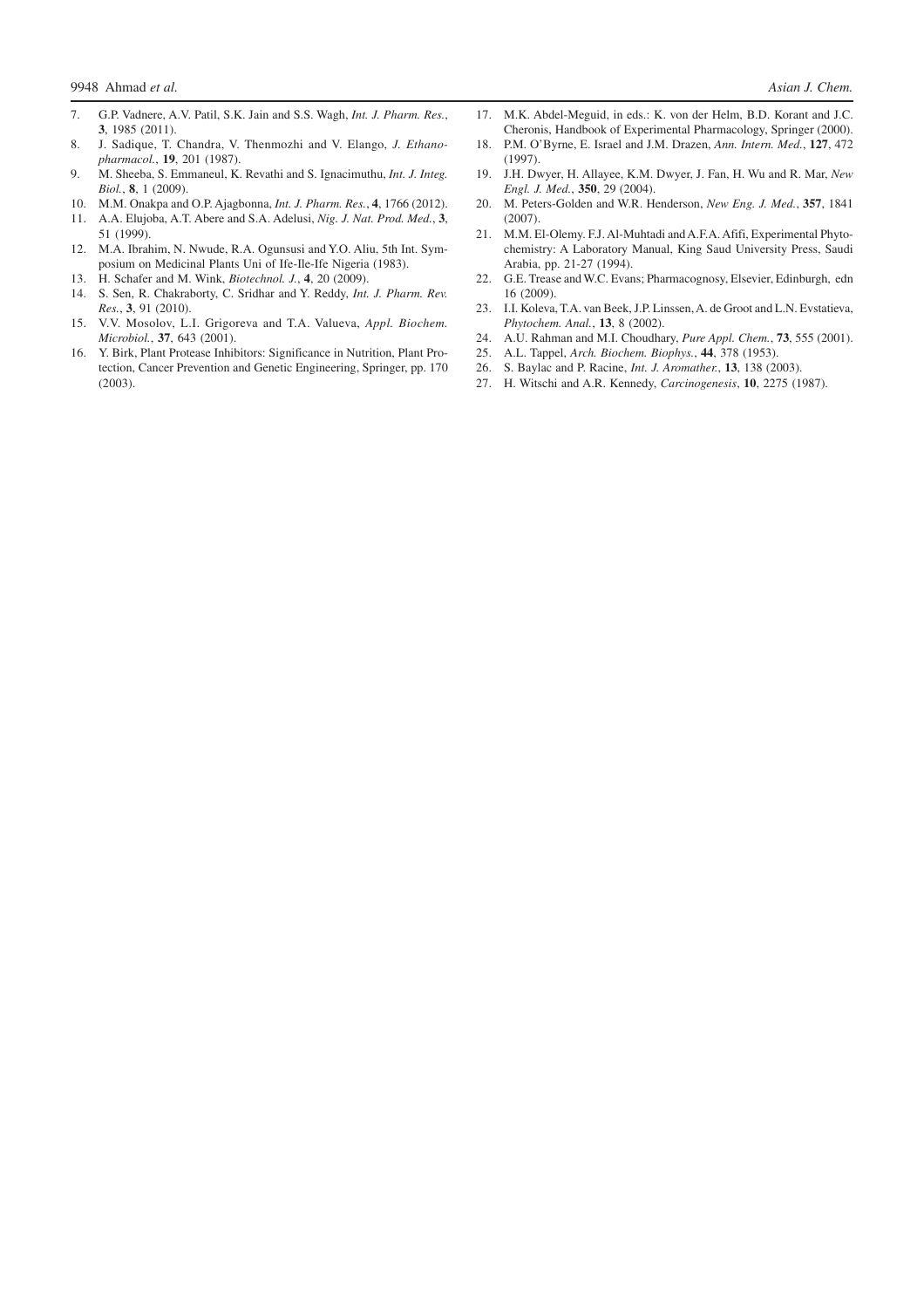7. G.P. Vadnere, A.V. Patil, S.K. Jain and S.S. Wagh, *Int. J. Pharm. Res.*, **3**, 1985 (2011).
8. J. Sadique, T. Chandra, V. Thenmozhi and V. Elango, *J. Ethanopharmacol.*, **19**, 201 (1987).
9. M. Sheeba, S. Emmaneul, K. Revathi and S. Ignacimuthu, *Int. J. Integ. Biol.*, **8**, 1 (2009).
10. M.M. Onakpa and O.P. Ajagbonna, *Int. J. Pharm. Res.*, **4**, 1766 (2012).
11. A.A. Elujoba, A.T. Abere and S.A. Adelusi, *Nig. J. Nat. Prod. Med.*, **3**, 51 (1999).
12. M.A. Ibrahim, N. Nwude, R.A. Ogunsusi and Y.O. Aliu, 5th Int. Symposium on Medicinal Plants Uni of Ife-Ile-Ife Nigeria (1983).
13. H. Schafer and M. Wink, *Biotechnol. J.*, **4**, 20 (2009).
14. S. Sen, R. Chakraborty, C. Sridhar and Y. Reddy, *Int. J. Pharm. Rev. Res.*, **3**, 91 (2010).
15. V.V. Mosolov, L.I. Grigoreva and T.A. Valueva, *Appl. Biochem. Microbiol.*, **37**, 643 (2001).
16. Y. Birk, Plant Protease Inhibitors: Significance in Nutrition, Plant Protection, Cancer Prevention and Genetic Engineering, Springer, pp. 170 (2003).
17. M.K. Abdel-Meguid, in eds.: K. von der Helm, B.D. Korant and J.C. Cheronis, Handbook of Experimental Pharmacology, Springer (2000).
18. P.M. O'Byrne, E. Israel and J.M. Drazen, *Ann. Intern. Med.*, **127**, 472 (1997).
19. J.H. Dwyer, H. Allayee, K.M. Dwyer, J. Fan, H. Wu and R. Mar, *New Engl. J. Med.*, **350**, 29 (2004).
20. M. Peters-Golden and W.R. Henderson, *New Eng. J. Med.*, **357**, 1841 (2007).
21. M.M. El-Olemy. F.J. Al-Muhtadi and A.F.A. Afifi, Experimental Phytochemistry: A Laboratory Manual, King Saud University Press, Saudi Arabia, pp. 21-27 (1994).
22. G.E. Trease and W.C. Evans; Pharmacognosy, Elsevier, Edinburgh, edn 16 (2009).
23. I.I. Koleva, T.A. van Beek, J.P. Linssen, A. de Groot and L.N. Evstatieva, *Phytochem. Anal.*, **13**, 8 (2002).
24. A.U. Rahman and M.I. Choudhary, *Pure Appl. Chem.*, **73**, 555 (2001).
25. A.L. Tappel, *Arch. Biochem. Biophys.*, **44**, 378 (1953).
26. S. Baylac and P. Racine, *Int. J. Aromather.*, **13**, 138 (2003).
27. H. Witschi and A.R. Kennedy, *Carcinogenesis*, **10**, 2275 (1987).